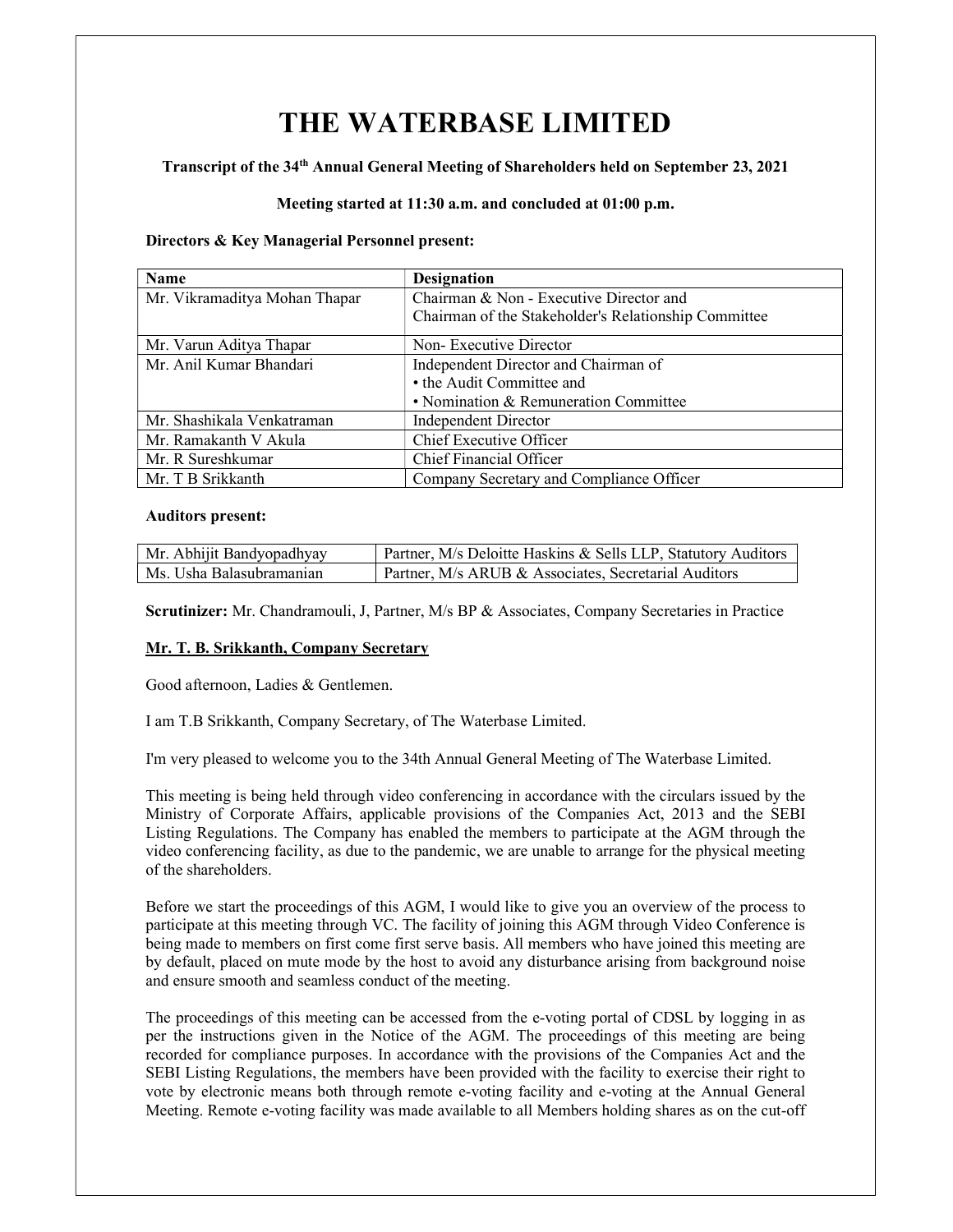# THE WATERBASE LIMITED

**Transcript of the 34th Annual General Meeting of Shareholders held on September 23, 2021**

**Meeting started at 11:30 a.m. and concluded at 01:00 p.m.**

**Directors & Key Managerial Personnel present:**

| Name | Designation |
|---|---|
| Mr. Vikramaditya Mohan Thapar | Chairman & Non - Executive Director and Chairman of the Stakeholder's Relationship Committee |
| Mr. Varun Aditya Thapar | Non- Executive Director |
| Mr. Anil Kumar Bhandari | Independent Director and Chairman of<br>• the Audit Committee and<br>• Nomination & Remuneration Committee |
| Mr. Shashikala Venkatraman | Independent Director |
| Mr. Ramakanth V Akula | Chief Executive Officer |
| Mr. R Sureshkumar | Chief Financial Officer |
| Mr. T B Srikkanth | Company Secretary and Compliance Officer |

**Auditors present:**

| | |
|---|---|
| Mr. Abhijit Bandyopadhyay | Partner, M/s Deloitte Haskins & Sells LLP, Statutory Auditors |
| Ms. Usha Balasubramanian | Partner, M/s ARUB & Associates, Secretarial Auditors |

**Scrutinizer:** Mr. Chandramouli, J, Partner, M/s BP & Associates, Company Secretaries in Practice

**Mr. T. B. Srikkanth, Company Secretary**

Good afternoon, Ladies & Gentlemen.

I am T.B Srikkanth, Company Secretary, of The Waterbase Limited.

I'm very pleased to welcome you to the 34th Annual General Meeting of The Waterbase Limited.

This meeting is being held through video conferencing in accordance with the circulars issued by the Ministry of Corporate Affairs, applicable provisions of the Companies Act, 2013 and the SEBI Listing Regulations. The Company has enabled the members to participate at the AGM through the video conferencing facility, as due to the pandemic, we are unable to arrange for the physical meeting of the shareholders.

Before we start the proceedings of this AGM, I would like to give you an overview of the process to participate at this meeting through VC. The facility of joining this AGM through Video Conference is being made to members on first come first serve basis. All members who have joined this meeting are by default, placed on mute mode by the host to avoid any disturbance arising from background noise and ensure smooth and seamless conduct of the meeting.

The proceedings of this meeting can be accessed from the e-voting portal of CDSL by logging in as per the instructions given in the Notice of the AGM. The proceedings of this meeting are being recorded for compliance purposes. In accordance with the provisions of the Companies Act and the SEBI Listing Regulations, the members have been provided with the facility to exercise their right to vote by electronic means both through remote e-voting facility and e-voting at the Annual General Meeting. Remote e-voting facility was made available to all Members holding shares as on the cut-off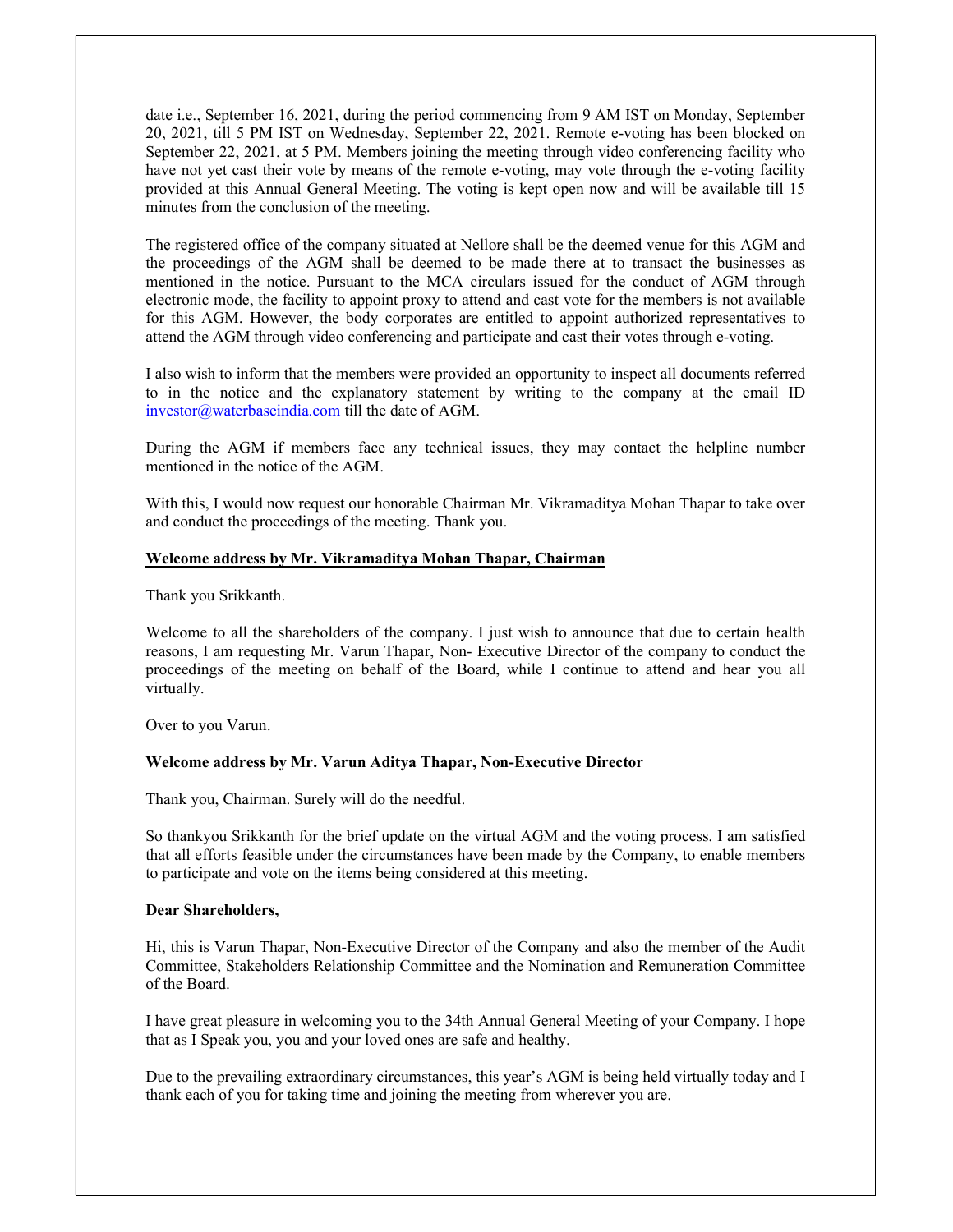date i.e., September 16, 2021, during the period commencing from 9 AM IST on Monday, September 20, 2021, till 5 PM IST on Wednesday, September 22, 2021. Remote e-voting has been blocked on September 22, 2021, at 5 PM. Members joining the meeting through video conferencing facility who have not yet cast their vote by means of the remote e-voting, may vote through the e-voting facility provided at this Annual General Meeting. The voting is kept open now and will be available till 15 minutes from the conclusion of the meeting.

The registered office of the company situated at Nellore shall be the deemed venue for this AGM and the proceedings of the AGM shall be deemed to be made there at to transact the businesses as mentioned in the notice. Pursuant to the MCA circulars issued for the conduct of AGM through electronic mode, the facility to appoint proxy to attend and cast vote for the members is not available for this AGM. However, the body corporates are entitled to appoint authorized representatives to attend the AGM through video conferencing and participate and cast their votes through e-voting.

I also wish to inform that the members were provided an opportunity to inspect all documents referred to in the notice and the explanatory statement by writing to the company at the email ID investor@waterbaseindia.com till the date of AGM.

During the AGM if members face any technical issues, they may contact the helpline number mentioned in the notice of the AGM.

With this, I would now request our honorable Chairman Mr. Vikramaditya Mohan Thapar to take over and conduct the proceedings of the meeting. Thank you.

**Welcome address by Mr. Vikramaditya Mohan Thapar, Chairman**

Thank you Srikkanth.

Welcome to all the shareholders of the company. I just wish to announce that due to certain health reasons, I am requesting Mr. Varun Thapar, Non- Executive Director of the company to conduct the proceedings of the meeting on behalf of the Board, while I continue to attend and hear you all virtually.

Over to you Varun.

**Welcome address by Mr. Varun Aditya Thapar, Non-Executive Director**

Thank you, Chairman. Surely will do the needful.

So thankyou Srikkanth for the brief update on the virtual AGM and the voting process. I am satisfied that all efforts feasible under the circumstances have been made by the Company, to enable members to participate and vote on the items being considered at this meeting.

**Dear Shareholders,**

Hi, this is Varun Thapar, Non-Executive Director of the Company and also the member of the Audit Committee, Stakeholders Relationship Committee and the Nomination and Remuneration Committee of the Board.

I have great pleasure in welcoming you to the 34th Annual General Meeting of your Company. I hope that as I Speak you, you and your loved ones are safe and healthy.

Due to the prevailing extraordinary circumstances, this year's AGM is being held virtually today and I thank each of you for taking time and joining the meeting from wherever you are.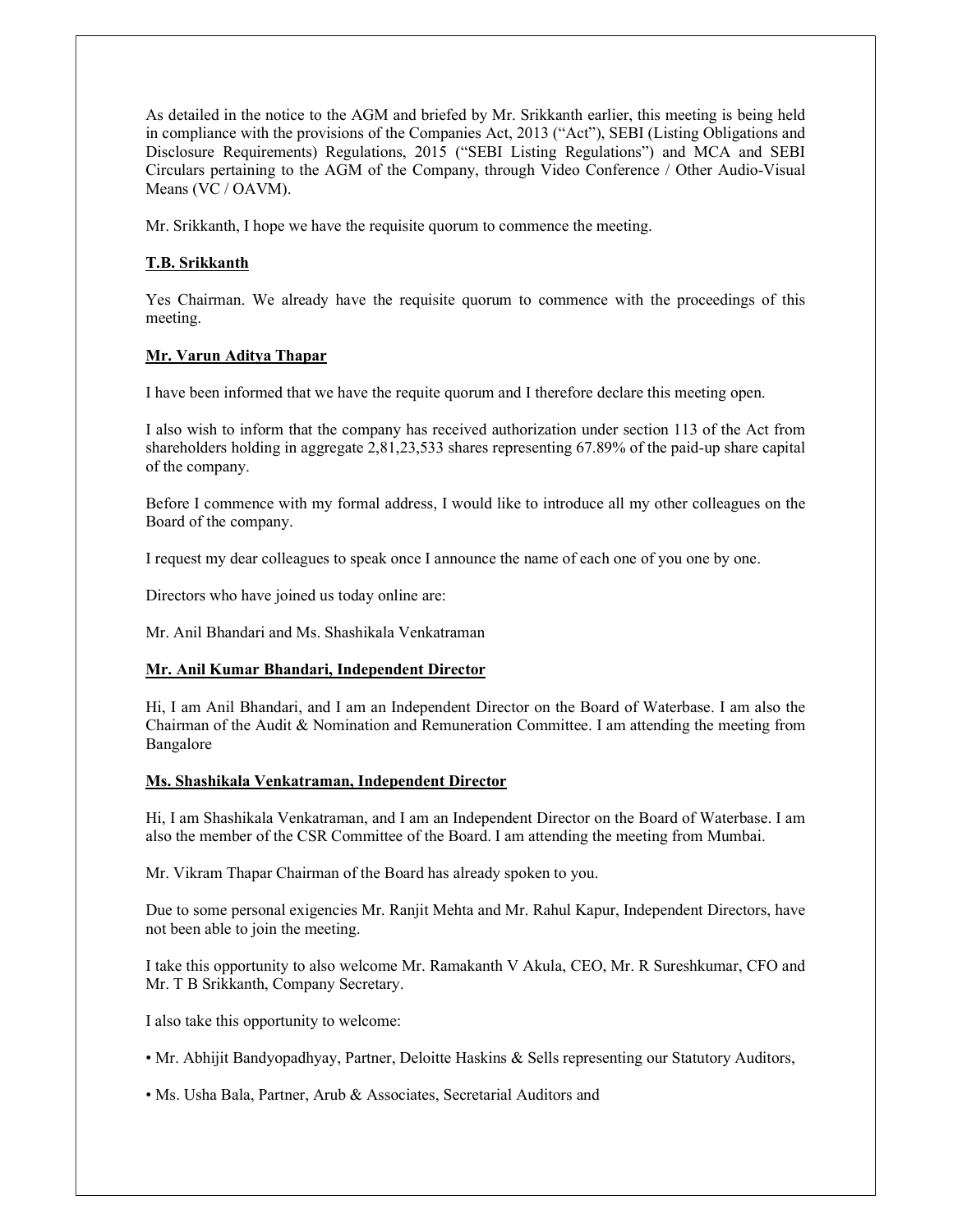As detailed in the notice to the AGM and briefed by Mr. Srikkanth earlier, this meeting is being held in compliance with the provisions of the Companies Act, 2013 ("Act"), SEBI (Listing Obligations and Disclosure Requirements) Regulations, 2015 ("SEBI Listing Regulations") and MCA and SEBI Circulars pertaining to the AGM of the Company, through Video Conference / Other Audio-Visual Means (VC / OAVM).

Mr. Srikkanth, I hope we have the requisite quorum to commence the meeting.

**T.B. Srikkanth**

Yes Chairman. We already have the requisite quorum to commence with the proceedings of this meeting.

**Mr. Varun Aditya Thapar**

I have been informed that we have the requite quorum and I therefore declare this meeting open.

I also wish to inform that the company has received authorization under section 113 of the Act from shareholders holding in aggregate 2,81,23,533 shares representing 67.89% of the paid-up share capital of the company.

Before I commence with my formal address, I would like to introduce all my other colleagues on the Board of the company.

I request my dear colleagues to speak once I announce the name of each one of you one by one.

Directors who have joined us today online are:

Mr. Anil Bhandari and Ms. Shashikala Venkatraman

**Mr. Anil Kumar Bhandari, Independent Director**

Hi, I am Anil Bhandari, and I am an Independent Director on the Board of Waterbase. I am also the Chairman of the Audit & Nomination and Remuneration Committee. I am attending the meeting from Bangalore

**Ms. Shashikala Venkatraman, Independent Director**

Hi, I am Shashikala Venkatraman, and I am an Independent Director on the Board of Waterbase. I am also the member of the CSR Committee of the Board. I am attending the meeting from Mumbai.

Mr. Vikram Thapar Chairman of the Board has already spoken to you.

Due to some personal exigencies Mr. Ranjit Mehta and Mr. Rahul Kapur, Independent Directors, have not been able to join the meeting.

I take this opportunity to also welcome Mr. Ramakanth V Akula, CEO, Mr. R Sureshkumar, CFO and Mr. T B Srikkanth, Company Secretary.

I also take this opportunity to welcome:

- Mr. Abhijit Bandyopadhyay, Partner, Deloitte Haskins & Sells representing our Statutory Auditors,
- Ms. Usha Bala, Partner, Arub & Associates, Secretarial Auditors and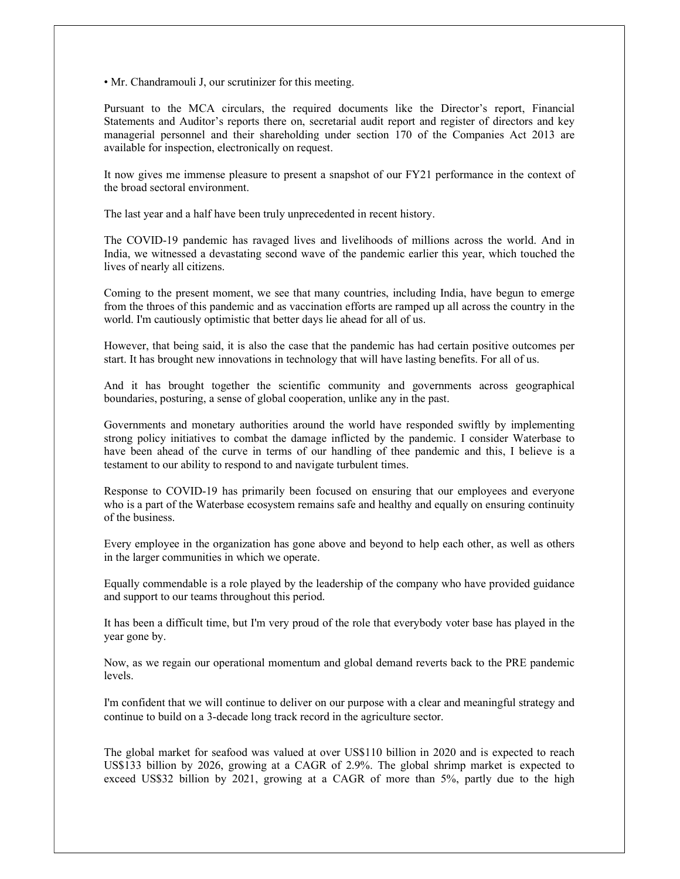• Mr. Chandramouli J, our scrutinizer for this meeting.

Pursuant to the MCA circulars, the required documents like the Director's report, Financial Statements and Auditor's reports there on, secretarial audit report and register of directors and key managerial personnel and their shareholding under section 170 of the Companies Act 2013 are available for inspection, electronically on request.

It now gives me immense pleasure to present a snapshot of our FY21 performance in the context of the broad sectoral environment.

The last year and a half have been truly unprecedented in recent history.

The COVID-19 pandemic has ravaged lives and livelihoods of millions across the world. And in India, we witnessed a devastating second wave of the pandemic earlier this year, which touched the lives of nearly all citizens.

Coming to the present moment, we see that many countries, including India, have begun to emerge from the throes of this pandemic and as vaccination efforts are ramped up all across the country in the world. I'm cautiously optimistic that better days lie ahead for all of us.

However, that being said, it is also the case that the pandemic has had certain positive outcomes per start. It has brought new innovations in technology that will have lasting benefits. For all of us.

And it has brought together the scientific community and governments across geographical boundaries, posturing, a sense of global cooperation, unlike any in the past.

Governments and monetary authorities around the world have responded swiftly by implementing strong policy initiatives to combat the damage inflicted by the pandemic. I consider Waterbase to have been ahead of the curve in terms of our handling of thee pandemic and this, I believe is a testament to our ability to respond to and navigate turbulent times.

Response to COVID-19 has primarily been focused on ensuring that our employees and everyone who is a part of the Waterbase ecosystem remains safe and healthy and equally on ensuring continuity of the business.

Every employee in the organization has gone above and beyond to help each other, as well as others in the larger communities in which we operate.

Equally commendable is a role played by the leadership of the company who have provided guidance and support to our teams throughout this period.

It has been a difficult time, but I'm very proud of the role that everybody voter base has played in the year gone by.

Now, as we regain our operational momentum and global demand reverts back to the PRE pandemic levels.

I'm confident that we will continue to deliver on our purpose with a clear and meaningful strategy and continue to build on a 3-decade long track record in the agriculture sector.

The global market for seafood was valued at over US$110 billion in 2020 and is expected to reach US$133 billion by 2026, growing at a CAGR of 2.9%. The global shrimp market is expected to exceed US$32 billion by 2021, growing at a CAGR of more than 5%, partly due to the high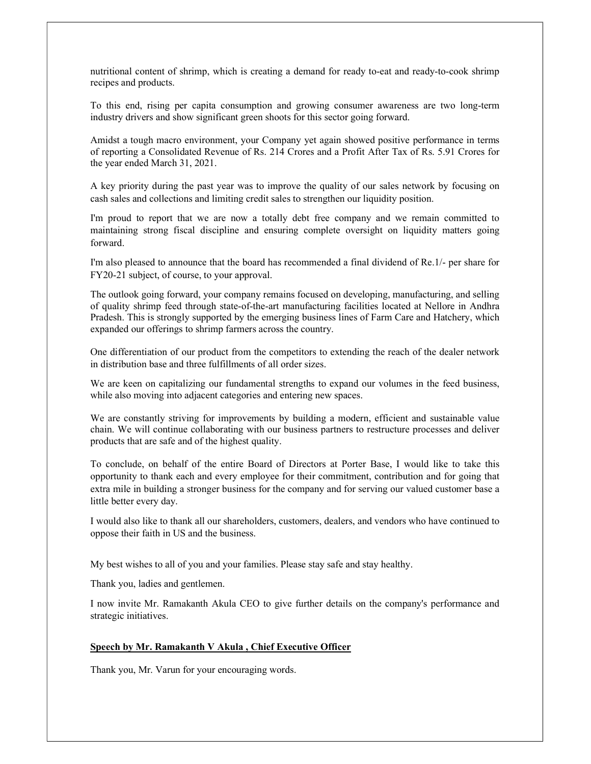nutritional content of shrimp, which is creating a demand for ready to-eat and ready-to-cook shrimp recipes and products.

To this end, rising per capita consumption and growing consumer awareness are two long-term industry drivers and show significant green shoots for this sector going forward.

Amidst a tough macro environment, your Company yet again showed positive performance in terms of reporting a Consolidated Revenue of Rs. 214 Crores and a Profit After Tax of Rs. 5.91 Crores for the year ended March 31, 2021.

A key priority during the past year was to improve the quality of our sales network by focusing on cash sales and collections and limiting credit sales to strengthen our liquidity position.

I'm proud to report that we are now a totally debt free company and we remain committed to maintaining strong fiscal discipline and ensuring complete oversight on liquidity matters going forward.

I'm also pleased to announce that the board has recommended a final dividend of Re.1/- per share for FY20-21 subject, of course, to your approval.

The outlook going forward, your company remains focused on developing, manufacturing, and selling of quality shrimp feed through state-of-the-art manufacturing facilities located at Nellore in Andhra Pradesh. This is strongly supported by the emerging business lines of Farm Care and Hatchery, which expanded our offerings to shrimp farmers across the country.

One differentiation of our product from the competitors to extending the reach of the dealer network in distribution base and three fulfillments of all order sizes.

We are keen on capitalizing our fundamental strengths to expand our volumes in the feed business, while also moving into adjacent categories and entering new spaces.

We are constantly striving for improvements by building a modern, efficient and sustainable value chain. We will continue collaborating with our business partners to restructure processes and deliver products that are safe and of the highest quality.

To conclude, on behalf of the entire Board of Directors at Porter Base, I would like to take this opportunity to thank each and every employee for their commitment, contribution and for going that extra mile in building a stronger business for the company and for serving our valued customer base a little better every day.

I would also like to thank all our shareholders, customers, dealers, and vendors who have continued to oppose their faith in US and the business.

My best wishes to all of you and your families. Please stay safe and stay healthy.

Thank you, ladies and gentlemen.

I now invite Mr. Ramakanth Akula CEO to give further details on the company's performance and strategic initiatives.

**<u>Speech by Mr. Ramakanth V Akula , Chief Executive Officer</u>**

Thank you, Mr. Varun for your encouraging words.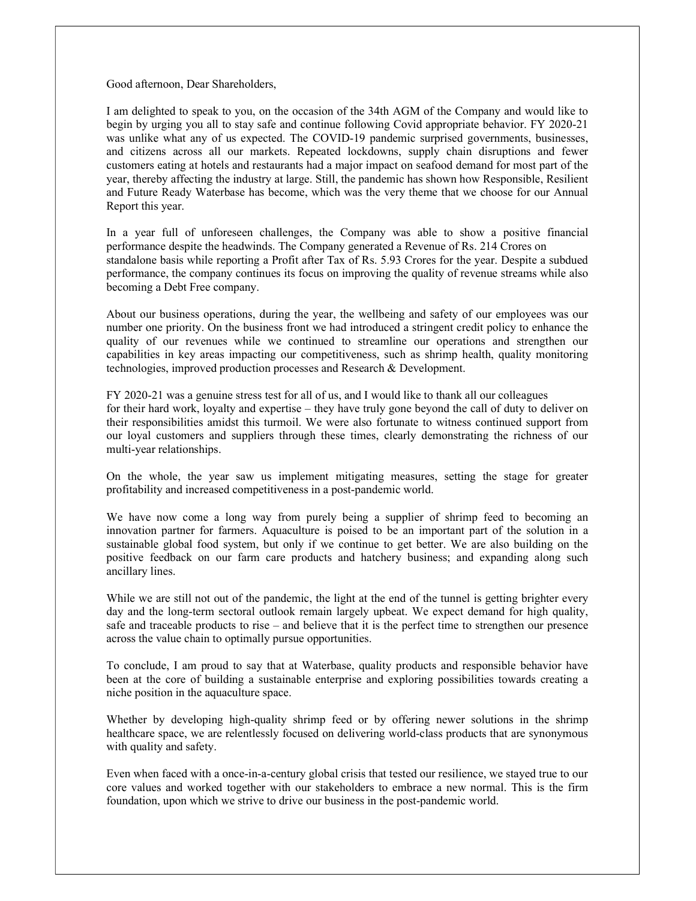Good afternoon, Dear Shareholders,

I am delighted to speak to you, on the occasion of the 34th AGM of the Company and would like to begin by urging you all to stay safe and continue following Covid appropriate behavior. FY 2020-21 was unlike what any of us expected. The COVID-19 pandemic surprised governments, businesses, and citizens across all our markets. Repeated lockdowns, supply chain disruptions and fewer customers eating at hotels and restaurants had a major impact on seafood demand for most part of the year, thereby affecting the industry at large. Still, the pandemic has shown how Responsible, Resilient and Future Ready Waterbase has become, which was the very theme that we choose for our Annual Report this year.

In a year full of unforeseen challenges, the Company was able to show a positive financial performance despite the headwinds. The Company generated a Revenue of Rs. 214 Crores on standalone basis while reporting a Profit after Tax of Rs. 5.93 Crores for the year. Despite a subdued performance, the company continues its focus on improving the quality of revenue streams while also becoming a Debt Free company.

About our business operations, during the year, the wellbeing and safety of our employees was our number one priority. On the business front we had introduced a stringent credit policy to enhance the quality of our revenues while we continued to streamline our operations and strengthen our capabilities in key areas impacting our competitiveness, such as shrimp health, quality monitoring technologies, improved production processes and Research & Development.

FY 2020-21 was a genuine stress test for all of us, and I would like to thank all our colleagues for their hard work, loyalty and expertise – they have truly gone beyond the call of duty to deliver on their responsibilities amidst this turmoil. We were also fortunate to witness continued support from our loyal customers and suppliers through these times, clearly demonstrating the richness of our multi-year relationships.

On the whole, the year saw us implement mitigating measures, setting the stage for greater profitability and increased competitiveness in a post-pandemic world.

We have now come a long way from purely being a supplier of shrimp feed to becoming an innovation partner for farmers. Aquaculture is poised to be an important part of the solution in a sustainable global food system, but only if we continue to get better. We are also building on the positive feedback on our farm care products and hatchery business; and expanding along such ancillary lines.

While we are still not out of the pandemic, the light at the end of the tunnel is getting brighter every day and the long-term sectoral outlook remain largely upbeat. We expect demand for high quality, safe and traceable products to rise – and believe that it is the perfect time to strengthen our presence across the value chain to optimally pursue opportunities.

To conclude, I am proud to say that at Waterbase, quality products and responsible behavior have been at the core of building a sustainable enterprise and exploring possibilities towards creating a niche position in the aquaculture space.

Whether by developing high-quality shrimp feed or by offering newer solutions in the shrimp healthcare space, we are relentlessly focused on delivering world-class products that are synonymous with quality and safety.

Even when faced with a once-in-a-century global crisis that tested our resilience, we stayed true to our core values and worked together with our stakeholders to embrace a new normal. This is the firm foundation, upon which we strive to drive our business in the post-pandemic world.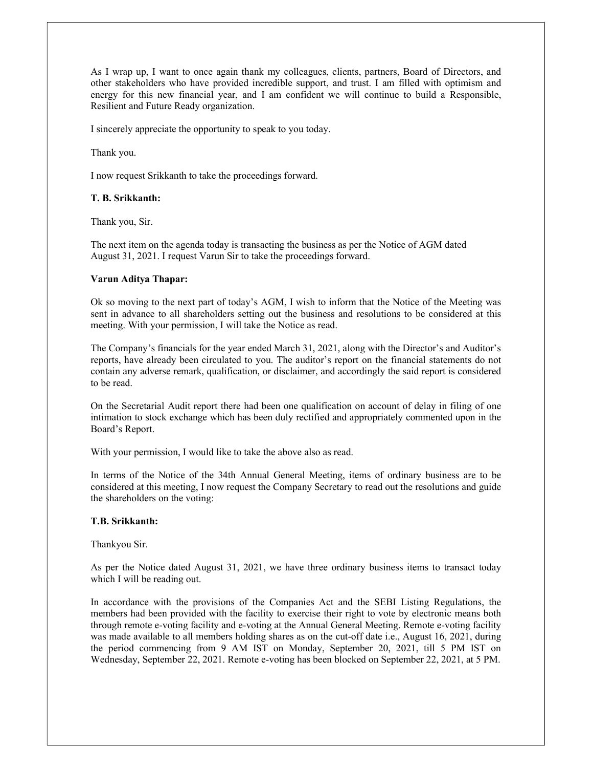As I wrap up, I want to once again thank my colleagues, clients, partners, Board of Directors, and other stakeholders who have provided incredible support, and trust. I am filled with optimism and energy for this new financial year, and I am confident we will continue to build a Responsible, Resilient and Future Ready organization.

I sincerely appreciate the opportunity to speak to you today.

Thank you.

I now request Srikkanth to take the proceedings forward.

**T. B. Srikkanth:**

Thank you, Sir.

The next item on the agenda today is transacting the business as per the Notice of AGM dated August 31, 2021. I request Varun Sir to take the proceedings forward.

**Varun Aditya Thapar:**

Ok so moving to the next part of today's AGM, I wish to inform that the Notice of the Meeting was sent in advance to all shareholders setting out the business and resolutions to be considered at this meeting. With your permission, I will take the Notice as read.

The Company's financials for the year ended March 31, 2021, along with the Director's and Auditor's reports, have already been circulated to you. The auditor's report on the financial statements do not contain any adverse remark, qualification, or disclaimer, and accordingly the said report is considered to be read.

On the Secretarial Audit report there had been one qualification on account of delay in filing of one intimation to stock exchange which has been duly rectified and appropriately commented upon in the Board's Report.

With your permission, I would like to take the above also as read.

In terms of the Notice of the 34th Annual General Meeting, items of ordinary business are to be considered at this meeting, I now request the Company Secretary to read out the resolutions and guide the shareholders on the voting:

**T.B. Srikkanth:**

Thankyou Sir.

As per the Notice dated August 31, 2021, we have three ordinary business items to transact today which I will be reading out.

In accordance with the provisions of the Companies Act and the SEBI Listing Regulations, the members had been provided with the facility to exercise their right to vote by electronic means both through remote e-voting facility and e-voting at the Annual General Meeting. Remote e-voting facility was made available to all members holding shares as on the cut-off date i.e., August 16, 2021, during the period commencing from 9 AM IST on Monday, September 20, 2021, till 5 PM IST on Wednesday, September 22, 2021. Remote e-voting has been blocked on September 22, 2021, at 5 PM.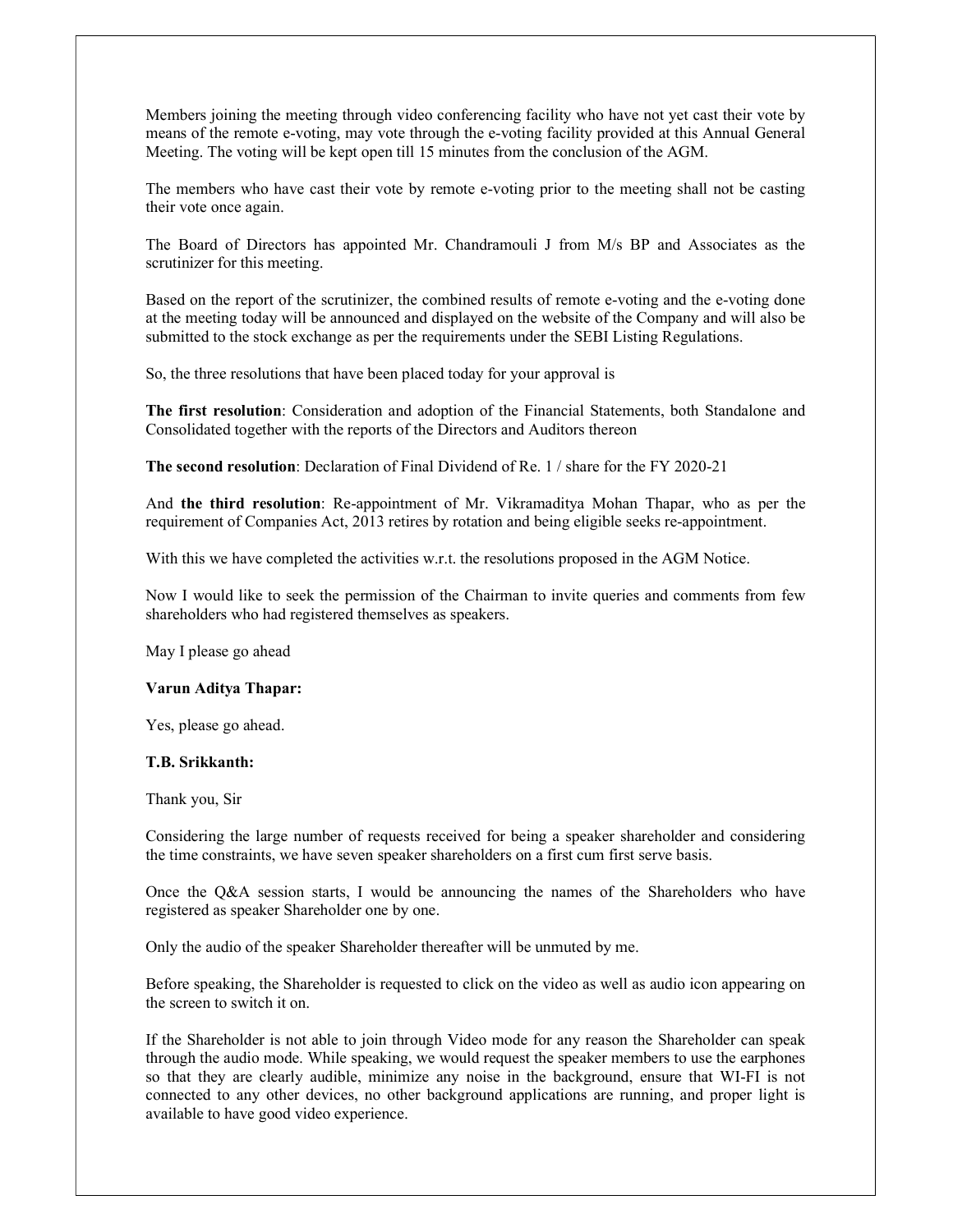Members joining the meeting through video conferencing facility who have not yet cast their vote by means of the remote e-voting, may vote through the e-voting facility provided at this Annual General Meeting. The voting will be kept open till 15 minutes from the conclusion of the AGM.

The members who have cast their vote by remote e-voting prior to the meeting shall not be casting their vote once again.

The Board of Directors has appointed Mr. Chandramouli J from M/s BP and Associates as the scrutinizer for this meeting.

Based on the report of the scrutinizer, the combined results of remote e-voting and the e-voting done at the meeting today will be announced and displayed on the website of the Company and will also be submitted to the stock exchange as per the requirements under the SEBI Listing Regulations.

So, the three resolutions that have been placed today for your approval is

**The first resolution**: Consideration and adoption of the Financial Statements, both Standalone and Consolidated together with the reports of the Directors and Auditors thereon

**The second resolution**: Declaration of Final Dividend of Re. 1 / share for the FY 2020-21

And **the third resolution**: Re-appointment of Mr. Vikramaditya Mohan Thapar, who as per the requirement of Companies Act, 2013 retires by rotation and being eligible seeks re-appointment.

With this we have completed the activities w.r.t. the resolutions proposed in the AGM Notice.

Now I would like to seek the permission of the Chairman to invite queries and comments from few shareholders who had registered themselves as speakers.

May I please go ahead

**Varun Aditya Thapar:**

Yes, please go ahead.

**T.B. Srikkanth:**

Thank you, Sir

Considering the large number of requests received for being a speaker shareholder and considering the time constraints, we have seven speaker shareholders on a first cum first serve basis.

Once the Q&A session starts, I would be announcing the names of the Shareholders who have registered as speaker Shareholder one by one.

Only the audio of the speaker Shareholder thereafter will be unmuted by me.

Before speaking, the Shareholder is requested to click on the video as well as audio icon appearing on the screen to switch it on.

If the Shareholder is not able to join through Video mode for any reason the Shareholder can speak through the audio mode. While speaking, we would request the speaker members to use the earphones so that they are clearly audible, minimize any noise in the background, ensure that WI-FI is not connected to any other devices, no other background applications are running, and proper light is available to have good video experience.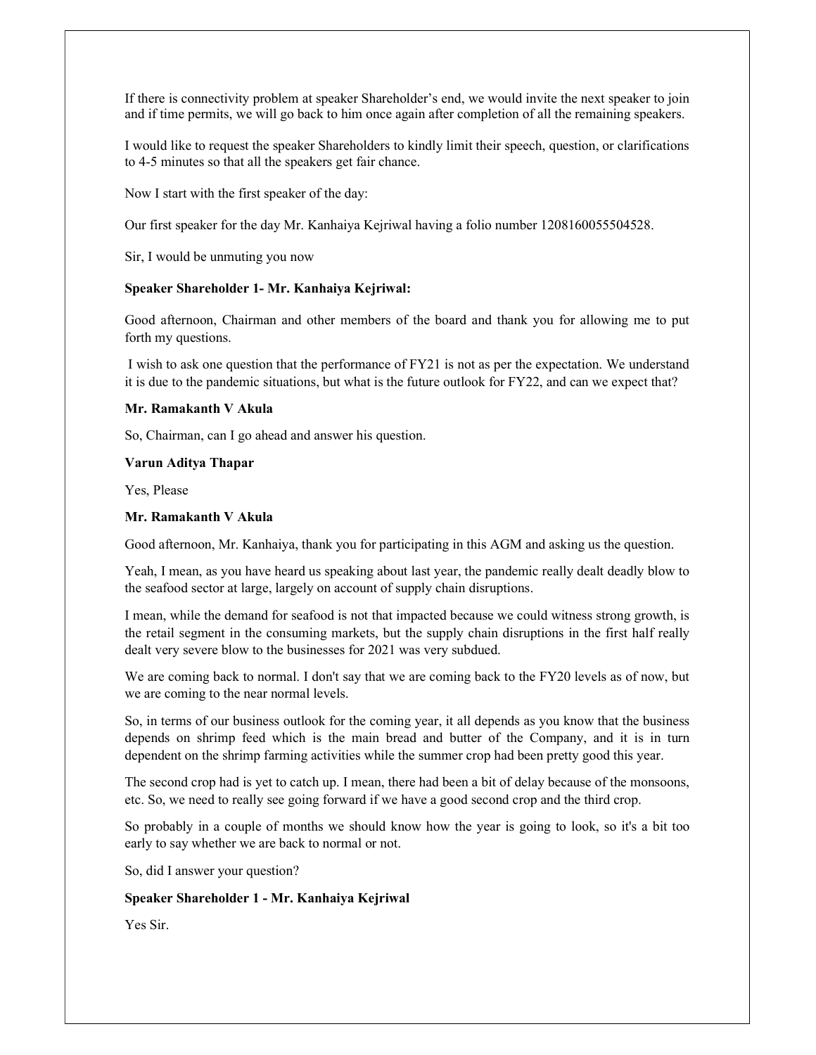If there is connectivity problem at speaker Shareholder's end, we would invite the next speaker to join and if time permits, we will go back to him once again after completion of all the remaining speakers.

I would like to request the speaker Shareholders to kindly limit their speech, question, or clarifications to 4-5 minutes so that all the speakers get fair chance.

Now I start with the first speaker of the day:

Our first speaker for the day Mr. Kanhaiya Kejriwal having a folio number 1208160055504528.

Sir, I would be unmuting you now

**Speaker Shareholder 1- Mr. Kanhaiya Kejriwal:**

Good afternoon, Chairman and other members of the board and thank you for allowing me to put forth my questions.

I wish to ask one question that the performance of FY21 is not as per the expectation. We understand it is due to the pandemic situations, but what is the future outlook for FY22, and can we expect that?

**Mr. Ramakanth V Akula**

So, Chairman, can I go ahead and answer his question.

**Varun Aditya Thapar**

Yes, Please

**Mr. Ramakanth V Akula**

Good afternoon, Mr. Kanhaiya, thank you for participating in this AGM and asking us the question.

Yeah, I mean, as you have heard us speaking about last year, the pandemic really dealt deadly blow to the seafood sector at large, largely on account of supply chain disruptions.

I mean, while the demand for seafood is not that impacted because we could witness strong growth, is the retail segment in the consuming markets, but the supply chain disruptions in the first half really dealt very severe blow to the businesses for 2021 was very subdued.

We are coming back to normal. I don't say that we are coming back to the FY20 levels as of now, but we are coming to the near normal levels.

So, in terms of our business outlook for the coming year, it all depends as you know that the business depends on shrimp feed which is the main bread and butter of the Company, and it is in turn dependent on the shrimp farming activities while the summer crop had been pretty good this year.

The second crop had is yet to catch up. I mean, there had been a bit of delay because of the monsoons, etc. So, we need to really see going forward if we have a good second crop and the third crop.

So probably in a couple of months we should know how the year is going to look, so it's a bit too early to say whether we are back to normal or not.

So, did I answer your question?

**Speaker Shareholder 1 - Mr. Kanhaiya Kejriwal**

Yes Sir.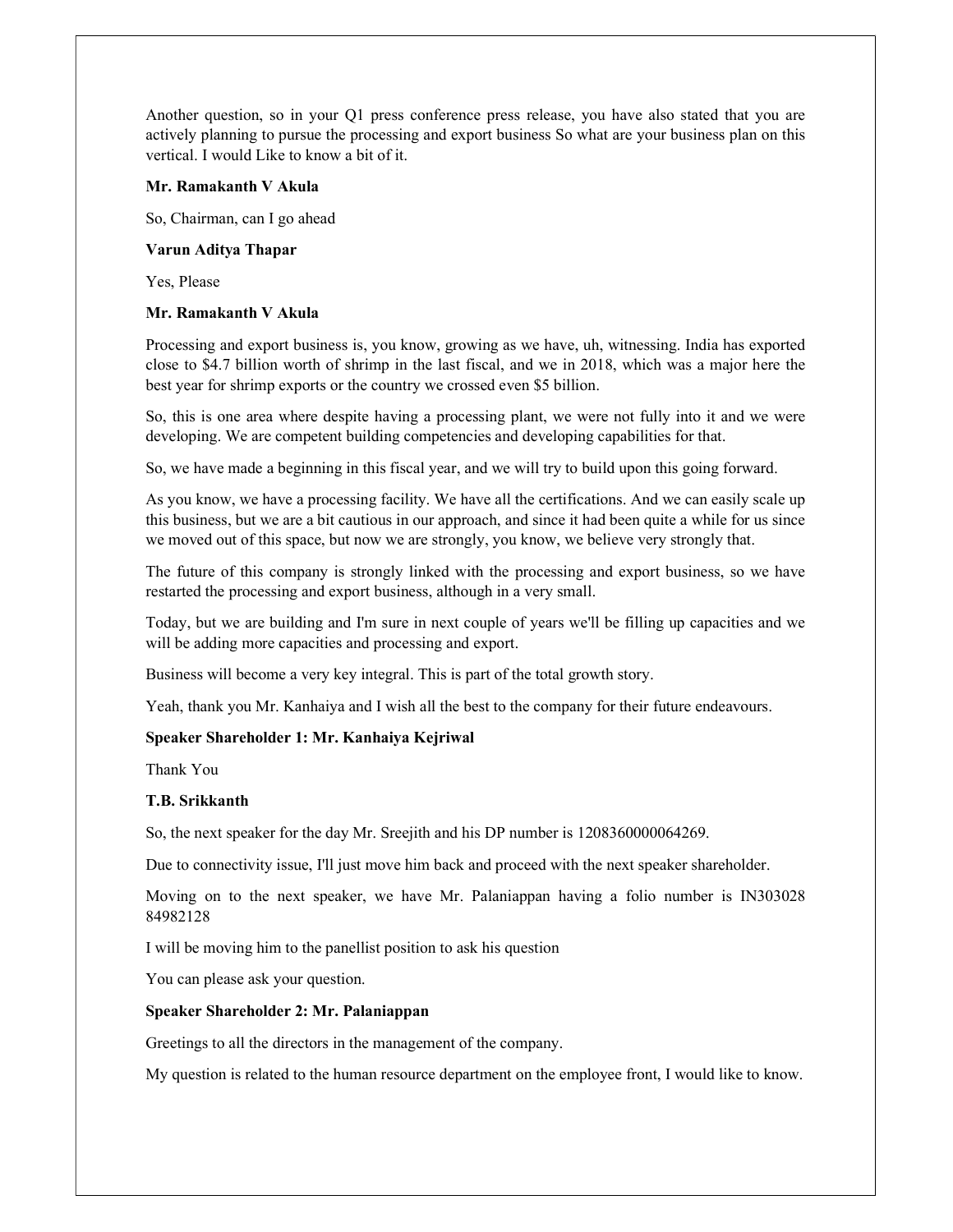Another question, so in your Q1 press conference press release, you have also stated that you are actively planning to pursue the processing and export business So what are your business plan on this vertical. I would Like to know a bit of it.

**Mr. Ramakanth V Akula**

So, Chairman, can I go ahead

**Varun Aditya Thapar**

Yes, Please

**Mr. Ramakanth V Akula**

Processing and export business is, you know, growing as we have, uh, witnessing. India has exported close to $4.7 billion worth of shrimp in the last fiscal, and we in 2018, which was a major here the best year for shrimp exports or the country we crossed even $5 billion.

So, this is one area where despite having a processing plant, we were not fully into it and we were developing. We are competent building competencies and developing capabilities for that.

So, we have made a beginning in this fiscal year, and we will try to build upon this going forward.

As you know, we have a processing facility. We have all the certifications. And we can easily scale up this business, but we are a bit cautious in our approach, and since it had been quite a while for us since we moved out of this space, but now we are strongly, you know, we believe very strongly that.

The future of this company is strongly linked with the processing and export business, so we have restarted the processing and export business, although in a very small.

Today, but we are building and I'm sure in next couple of years we'll be filling up capacities and we will be adding more capacities and processing and export.

Business will become a very key integral. This is part of the total growth story.

Yeah, thank you Mr. Kanhaiya and I wish all the best to the company for their future endeavours.

**Speaker Shareholder 1: Mr. Kanhaiya Kejriwal**

Thank You

**T.B. Srikkanth**

So, the next speaker for the day Mr. Sreejith and his DP number is 1208360000064269.

Due to connectivity issue, I'll just move him back and proceed with the next speaker shareholder.

Moving on to the next speaker, we have Mr. Palaniappan having a folio number is IN303028 84982128

I will be moving him to the panellist position to ask his question

You can please ask your question.

**Speaker Shareholder 2: Mr. Palaniappan**

Greetings to all the directors in the management of the company.

My question is related to the human resource department on the employee front, I would like to know.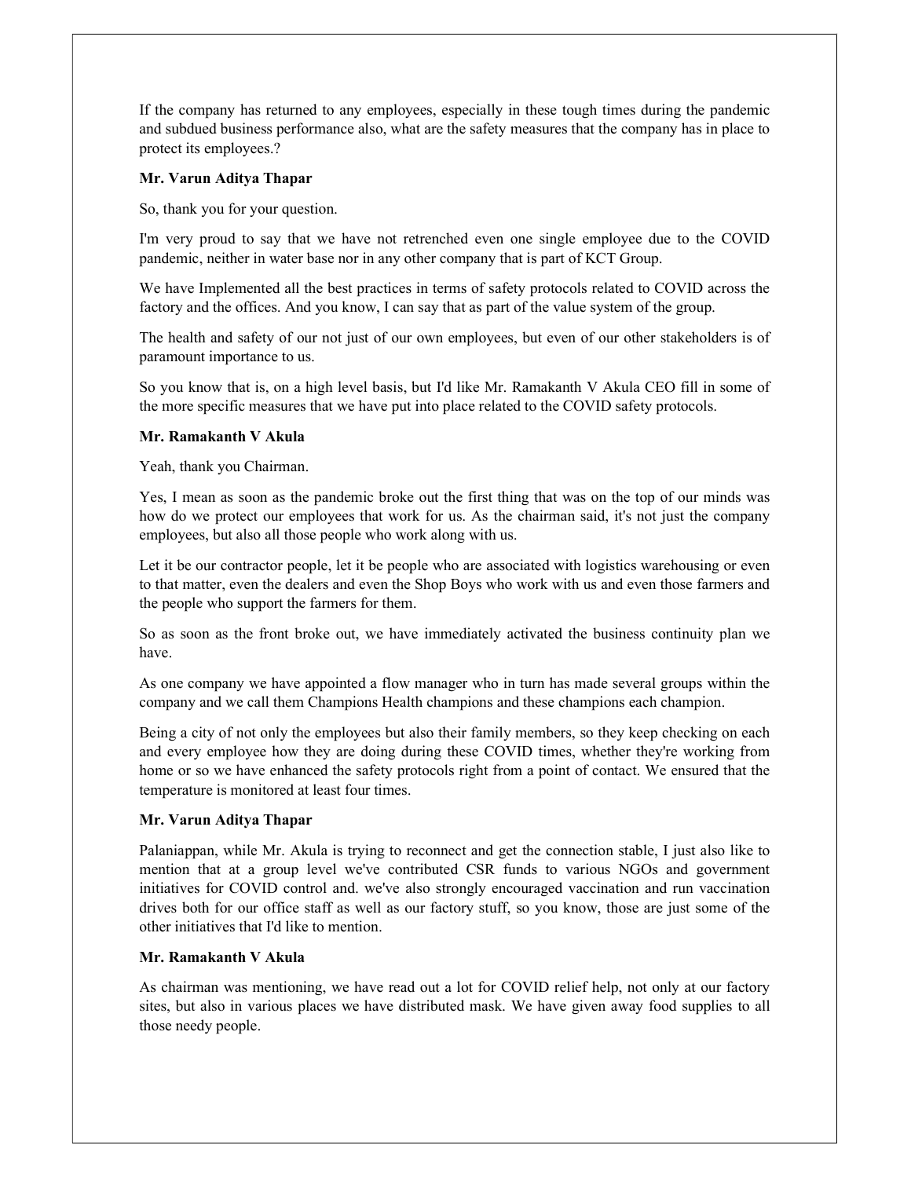If the company has returned to any employees, especially in these tough times during the pandemic and subdued business performance also, what are the safety measures that the company has in place to protect its employees.?

**Mr. Varun Aditya Thapar**

So, thank you for your question.

I'm very proud to say that we have not retrenched even one single employee due to the COVID pandemic, neither in water base nor in any other company that is part of KCT Group.

We have Implemented all the best practices in terms of safety protocols related to COVID across the factory and the offices. And you know, I can say that as part of the value system of the group.

The health and safety of our not just of our own employees, but even of our other stakeholders is of paramount importance to us.

So you know that is, on a high level basis, but I'd like Mr. Ramakanth V Akula CEO fill in some of the more specific measures that we have put into place related to the COVID safety protocols.

**Mr. Ramakanth V Akula**

Yeah, thank you Chairman.

Yes, I mean as soon as the pandemic broke out the first thing that was on the top of our minds was how do we protect our employees that work for us. As the chairman said, it's not just the company employees, but also all those people who work along with us.

Let it be our contractor people, let it be people who are associated with logistics warehousing or even to that matter, even the dealers and even the Shop Boys who work with us and even those farmers and the people who support the farmers for them.

So as soon as the front broke out, we have immediately activated the business continuity plan we have.

As one company we have appointed a flow manager who in turn has made several groups within the company and we call them Champions Health champions and these champions each champion.

Being a city of not only the employees but also their family members, so they keep checking on each and every employee how they are doing during these COVID times, whether they're working from home or so we have enhanced the safety protocols right from a point of contact. We ensured that the temperature is monitored at least four times.

**Mr. Varun Aditya Thapar**

Palaniappan, while Mr. Akula is trying to reconnect and get the connection stable, I just also like to mention that at a group level we've contributed CSR funds to various NGOs and government initiatives for COVID control and. we've also strongly encouraged vaccination and run vaccination drives both for our office staff as well as our factory stuff, so you know, those are just some of the other initiatives that I'd like to mention.

**Mr. Ramakanth V Akula**

As chairman was mentioning, we have read out a lot for COVID relief help, not only at our factory sites, but also in various places we have distributed mask. We have given away food supplies to all those needy people.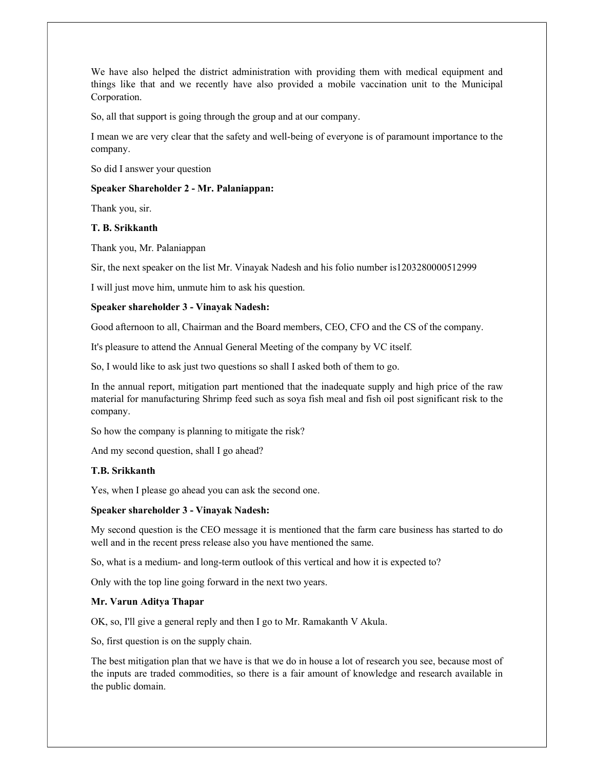We have also helped the district administration with providing them with medical equipment and things like that and we recently have also provided a mobile vaccination unit to the Municipal Corporation.

So, all that support is going through the group and at our company.

I mean we are very clear that the safety and well-being of everyone is of paramount importance to the company.

So did I answer your question

**Speaker Shareholder 2 - Mr. Palaniappan:**

Thank you, sir.

**T. B. Srikkanth**

Thank you, Mr. Palaniappan

Sir, the next speaker on the list Mr. Vinayak Nadesh and his folio number is1203280000512999

I will just move him, unmute him to ask his question.

**Speaker shareholder 3 - Vinayak Nadesh:**

Good afternoon to all, Chairman and the Board members, CEO, CFO and the CS of the company.

It's pleasure to attend the Annual General Meeting of the company by VC itself.

So, I would like to ask just two questions so shall I asked both of them to go.

In the annual report, mitigation part mentioned that the inadequate supply and high price of the raw material for manufacturing Shrimp feed such as soya fish meal and fish oil post significant risk to the company.

So how the company is planning to mitigate the risk?

And my second question, shall I go ahead?

**T.B. Srikkanth**

Yes, when I please go ahead you can ask the second one.

**Speaker shareholder 3 - Vinayak Nadesh:**

My second question is the CEO message it is mentioned that the farm care business has started to do well and in the recent press release also you have mentioned the same.

So, what is a medium- and long-term outlook of this vertical and how it is expected to?

Only with the top line going forward in the next two years.

**Mr. Varun Aditya Thapar**

OK, so, I'll give a general reply and then I go to Mr. Ramakanth V Akula.

So, first question is on the supply chain.

The best mitigation plan that we have is that we do in house a lot of research you see, because most of the inputs are traded commodities, so there is a fair amount of knowledge and research available in the public domain.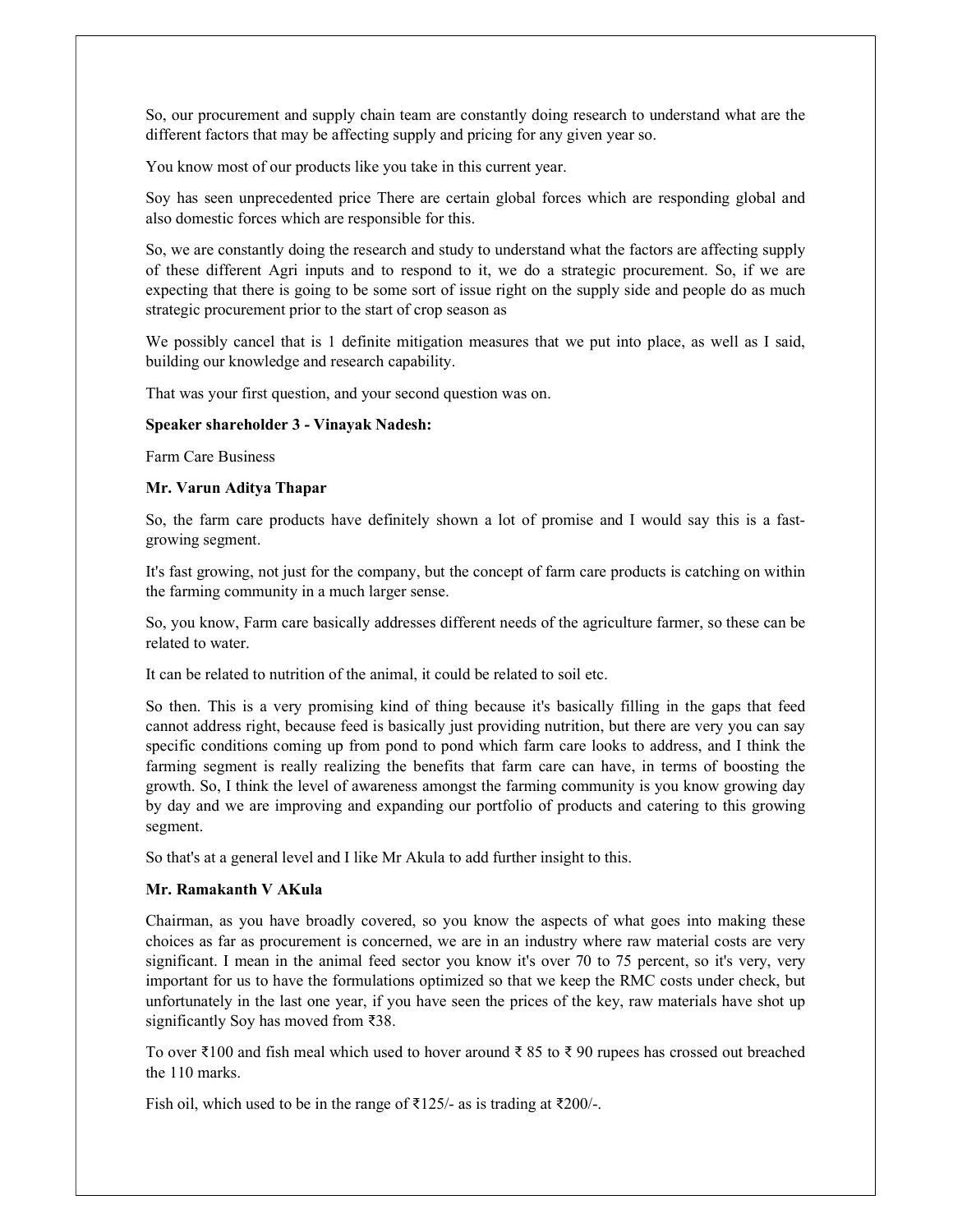So, our procurement and supply chain team are constantly doing research to understand what are the different factors that may be affecting supply and pricing for any given year so.

You know most of our products like you take in this current year.

Soy has seen unprecedented price There are certain global forces which are responding global and also domestic forces which are responsible for this.

So, we are constantly doing the research and study to understand what the factors are affecting supply of these different Agri inputs and to respond to it, we do a strategic procurement. So, if we are expecting that there is going to be some sort of issue right on the supply side and people do as much strategic procurement prior to the start of crop season as

We possibly cancel that is 1 definite mitigation measures that we put into place, as well as I said, building our knowledge and research capability.

That was your first question, and your second question was on.

**Speaker shareholder 3 - Vinayak Nadesh:**

Farm Care Business

**Mr. Varun Aditya Thapar**

So, the farm care products have definitely shown a lot of promise and I would say this is a fast-growing segment.

It's fast growing, not just for the company, but the concept of farm care products is catching on within the farming community in a much larger sense.

So, you know, Farm care basically addresses different needs of the agriculture farmer, so these can be related to water.

It can be related to nutrition of the animal, it could be related to soil etc.

So then. This is a very promising kind of thing because it's basically filling in the gaps that feed cannot address right, because feed is basically just providing nutrition, but there are very you can say specific conditions coming up from pond to pond which farm care looks to address, and I think the farming segment is really realizing the benefits that farm care can have, in terms of boosting the growth. So, I think the level of awareness amongst the farming community is you know growing day by day and we are improving and expanding our portfolio of products and catering to this growing segment.

So that's at a general level and I like Mr Akula to add further insight to this.

**Mr. Ramakanth V AKula**

Chairman, as you have broadly covered, so you know the aspects of what goes into making these choices as far as procurement is concerned, we are in an industry where raw material costs are very significant. I mean in the animal feed sector you know it's over 70 to 75 percent, so it's very, very important for us to have the formulations optimized so that we keep the RMC costs under check, but unfortunately in the last one year, if you have seen the prices of the key, raw materials have shot up significantly Soy has moved from ₹38.

To over ₹100 and fish meal which used to hover around ₹ 85 to ₹ 90 rupees has crossed out breached the 110 marks.

Fish oil, which used to be in the range of ₹125/- as is trading at ₹200/-.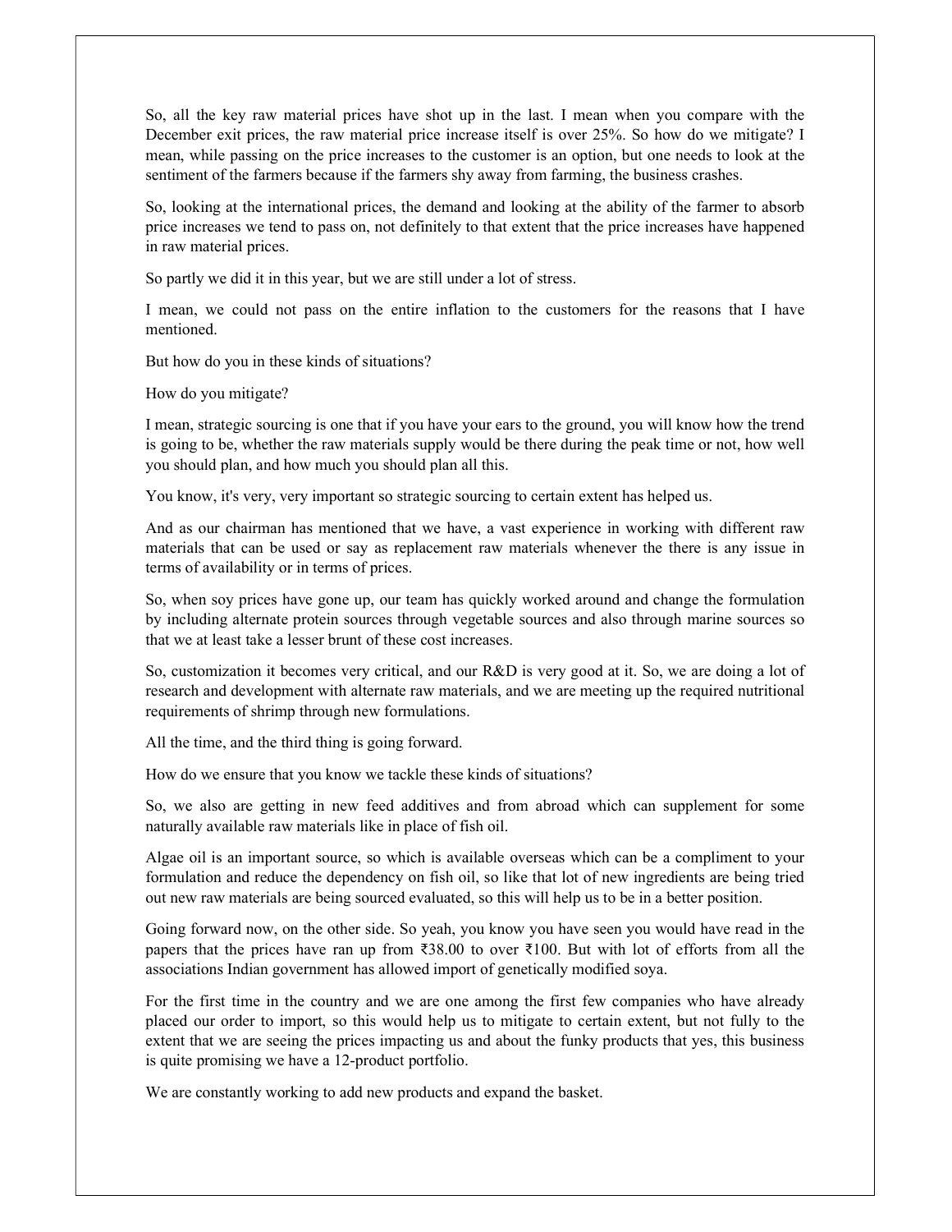So, all the key raw material prices have shot up in the last. I mean when you compare with the December exit prices, the raw material price increase itself is over 25%. So how do we mitigate? I mean, while passing on the price increases to the customer is an option, but one needs to look at the sentiment of the farmers because if the farmers shy away from farming, the business crashes.

So, looking at the international prices, the demand and looking at the ability of the farmer to absorb price increases we tend to pass on, not definitely to that extent that the price increases have happened in raw material prices.

So partly we did it in this year, but we are still under a lot of stress.

I mean, we could not pass on the entire inflation to the customers for the reasons that I have mentioned.

But how do you in these kinds of situations?

How do you mitigate?

I mean, strategic sourcing is one that if you have your ears to the ground, you will know how the trend is going to be, whether the raw materials supply would be there during the peak time or not, how well you should plan, and how much you should plan all this.

You know, it's very, very important so strategic sourcing to certain extent has helped us.

And as our chairman has mentioned that we have, a vast experience in working with different raw materials that can be used or say as replacement raw materials whenever the there is any issue in terms of availability or in terms of prices.

So, when soy prices have gone up, our team has quickly worked around and change the formulation by including alternate protein sources through vegetable sources and also through marine sources so that we at least take a lesser brunt of these cost increases.

So, customization it becomes very critical, and our R&D is very good at it. So, we are doing a lot of research and development with alternate raw materials, and we are meeting up the required nutritional requirements of shrimp through new formulations.

All the time, and the third thing is going forward.

How do we ensure that you know we tackle these kinds of situations?

So, we also are getting in new feed additives and from abroad which can supplement for some naturally available raw materials like in place of fish oil.

Algae oil is an important source, so which is available overseas which can be a compliment to your formulation and reduce the dependency on fish oil, so like that lot of new ingredients are being tried out new raw materials are being sourced evaluated, so this will help us to be in a better position.

Going forward now, on the other side. So yeah, you know you have seen you would have read in the papers that the prices have ran up from ₹38.00 to over ₹100. But with lot of efforts from all the associations Indian government has allowed import of genetically modified soya.

For the first time in the country and we are one among the first few companies who have already placed our order to import, so this would help us to mitigate to certain extent, but not fully to the extent that we are seeing the prices impacting us and about the funky products that yes, this business is quite promising we have a 12-product portfolio.

We are constantly working to add new products and expand the basket.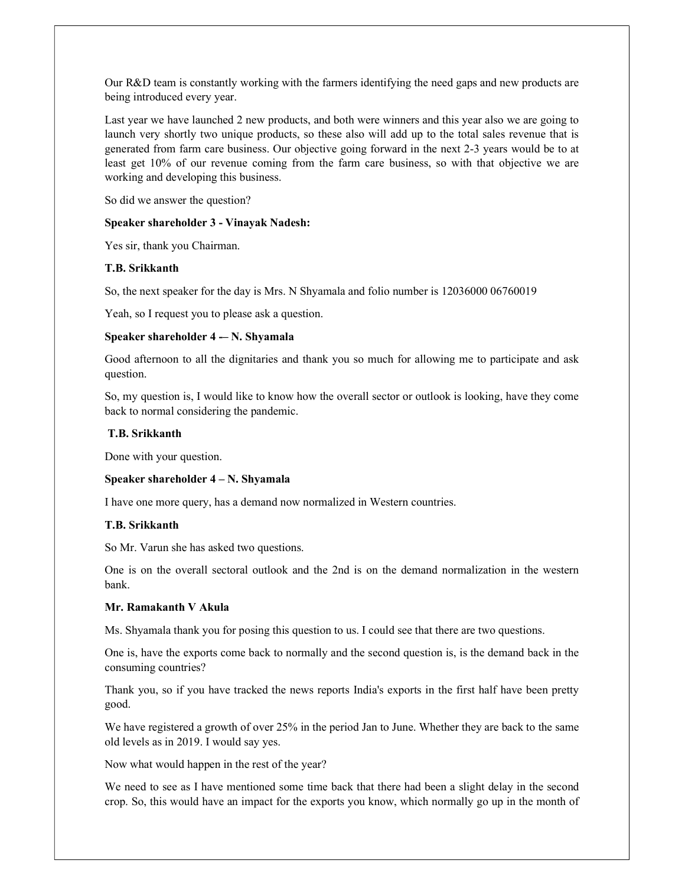Our R&D team is constantly working with the farmers identifying the need gaps and new products are being introduced every year.

Last year we have launched 2 new products, and both were winners and this year also we are going to launch very shortly two unique products, so these also will add up to the total sales revenue that is generated from farm care business. Our objective going forward in the next 2-3 years would be to at least get 10% of our revenue coming from the farm care business, so with that objective we are working and developing this business.

So did we answer the question?

**Speaker shareholder 3 - Vinayak Nadesh:**

Yes sir, thank you Chairman.

**T.B. Srikkanth**

So, the next speaker for the day is Mrs. N Shyamala and folio number is 12036000 06760019

Yeah, so I request you to please ask a question.

**Speaker shareholder 4 -– N. Shyamala**

Good afternoon to all the dignitaries and thank you so much for allowing me to participate and ask question.

So, my question is, I would like to know how the overall sector or outlook is looking, have they come back to normal considering the pandemic.

**T.B. Srikkanth**

Done with your question.

**Speaker shareholder 4 – N. Shyamala**

I have one more query, has a demand now normalized in Western countries.

**T.B. Srikkanth**

So Mr. Varun she has asked two questions.

One is on the overall sectoral outlook and the 2nd is on the demand normalization in the western bank.

**Mr. Ramakanth V Akula**

Ms. Shyamala thank you for posing this question to us. I could see that there are two questions.

One is, have the exports come back to normally and the second question is, is the demand back in the consuming countries?

Thank you, so if you have tracked the news reports India's exports in the first half have been pretty good.

We have registered a growth of over 25% in the period Jan to June. Whether they are back to the same old levels as in 2019. I would say yes.

Now what would happen in the rest of the year?

We need to see as I have mentioned some time back that there had been a slight delay in the second crop. So, this would have an impact for the exports you know, which normally go up in the month of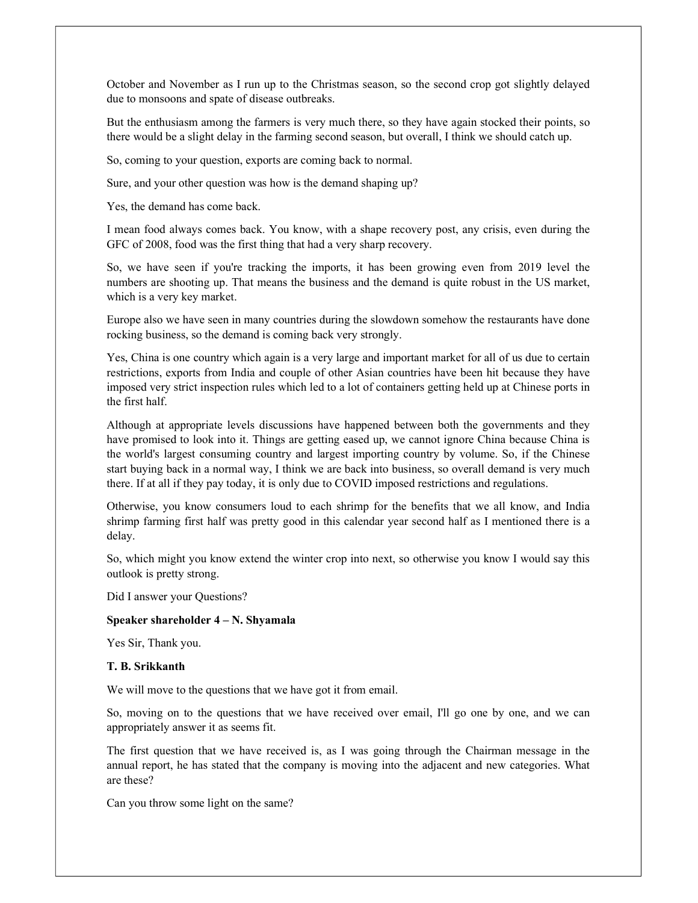October and November as I run up to the Christmas season, so the second crop got slightly delayed due to monsoons and spate of disease outbreaks.

But the enthusiasm among the farmers is very much there, so they have again stocked their points, so there would be a slight delay in the farming second season, but overall, I think we should catch up.

So, coming to your question, exports are coming back to normal.

Sure, and your other question was how is the demand shaping up?

Yes, the demand has come back.

I mean food always comes back. You know, with a shape recovery post, any crisis, even during the GFC of 2008, food was the first thing that had a very sharp recovery.

So, we have seen if you're tracking the imports, it has been growing even from 2019 level the numbers are shooting up. That means the business and the demand is quite robust in the US market, which is a very key market.

Europe also we have seen in many countries during the slowdown somehow the restaurants have done rocking business, so the demand is coming back very strongly.

Yes, China is one country which again is a very large and important market for all of us due to certain restrictions, exports from India and couple of other Asian countries have been hit because they have imposed very strict inspection rules which led to a lot of containers getting held up at Chinese ports in the first half.

Although at appropriate levels discussions have happened between both the governments and they have promised to look into it. Things are getting eased up, we cannot ignore China because China is the world's largest consuming country and largest importing country by volume. So, if the Chinese start buying back in a normal way, I think we are back into business, so overall demand is very much there. If at all if they pay today, it is only due to COVID imposed restrictions and regulations.

Otherwise, you know consumers loud to each shrimp for the benefits that we all know, and India shrimp farming first half was pretty good in this calendar year second half as I mentioned there is a delay.

So, which might you know extend the winter crop into next, so otherwise you know I would say this outlook is pretty strong.

Did I answer your Questions?

**Speaker shareholder 4 – N. Shyamala**

Yes Sir, Thank you.

**T. B. Srikkanth**

We will move to the questions that we have got it from email.

So, moving on to the questions that we have received over email, I'll go one by one, and we can appropriately answer it as seems fit.

The first question that we have received is, as I was going through the Chairman message in the annual report, he has stated that the company is moving into the adjacent and new categories. What are these?

Can you throw some light on the same?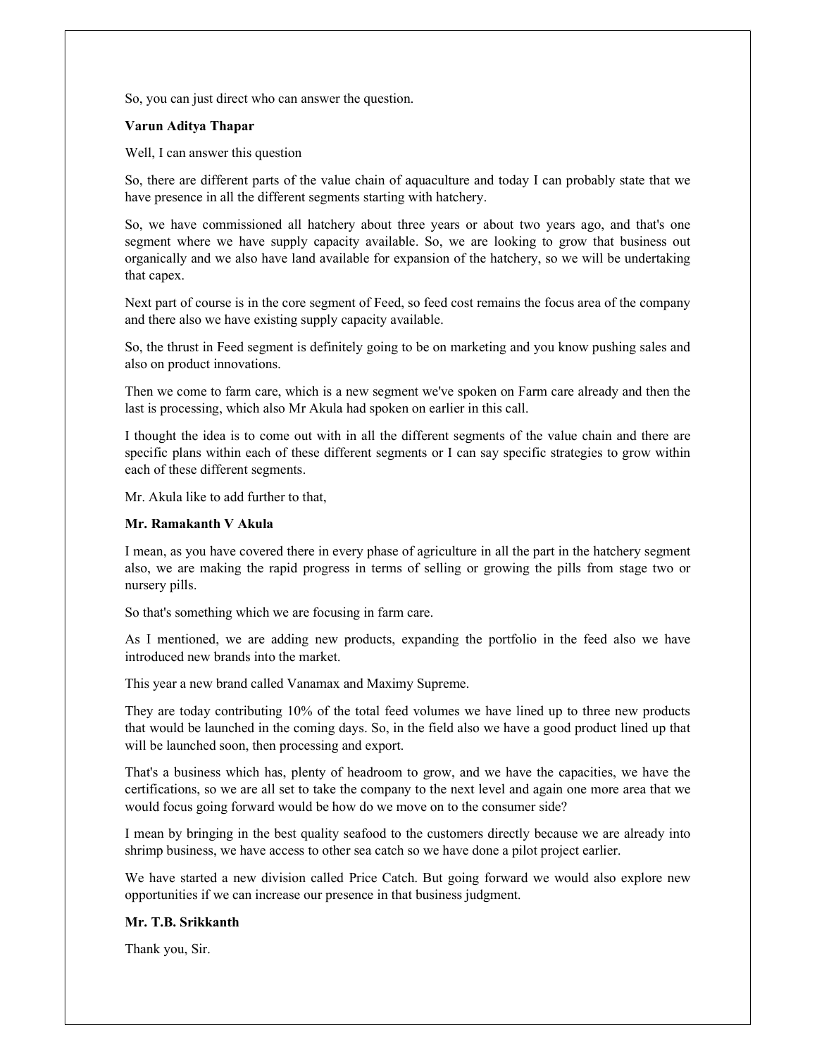So, you can just direct who can answer the question.

**Varun Aditya Thapar**

Well, I can answer this question

So, there are different parts of the value chain of aquaculture and today I can probably state that we have presence in all the different segments starting with hatchery.

So, we have commissioned all hatchery about three years or about two years ago, and that's one segment where we have supply capacity available. So, we are looking to grow that business out organically and we also have land available for expansion of the hatchery, so we will be undertaking that capex.

Next part of course is in the core segment of Feed, so feed cost remains the focus area of the company and there also we have existing supply capacity available.

So, the thrust in Feed segment is definitely going to be on marketing and you know pushing sales and also on product innovations.

Then we come to farm care, which is a new segment we've spoken on Farm care already and then the last is processing, which also Mr Akula had spoken on earlier in this call.

I thought the idea is to come out with in all the different segments of the value chain and there are specific plans within each of these different segments or I can say specific strategies to grow within each of these different segments.

Mr. Akula like to add further to that,

**Mr. Ramakanth V Akula**

I mean, as you have covered there in every phase of agriculture in all the part in the hatchery segment also, we are making the rapid progress in terms of selling or growing the pills from stage two or nursery pills.

So that's something which we are focusing in farm care.

As I mentioned, we are adding new products, expanding the portfolio in the feed also we have introduced new brands into the market.

This year a new brand called Vanamax and Maximy Supreme.

They are today contributing 10% of the total feed volumes we have lined up to three new products that would be launched in the coming days. So, in the field also we have a good product lined up that will be launched soon, then processing and export.

That's a business which has, plenty of headroom to grow, and we have the capacities, we have the certifications, so we are all set to take the company to the next level and again one more area that we would focus going forward would be how do we move on to the consumer side?

I mean by bringing in the best quality seafood to the customers directly because we are already into shrimp business, we have access to other sea catch so we have done a pilot project earlier.

We have started a new division called Price Catch. But going forward we would also explore new opportunities if we can increase our presence in that business judgment.

**Mr. T.B. Srikkanth**

Thank you, Sir.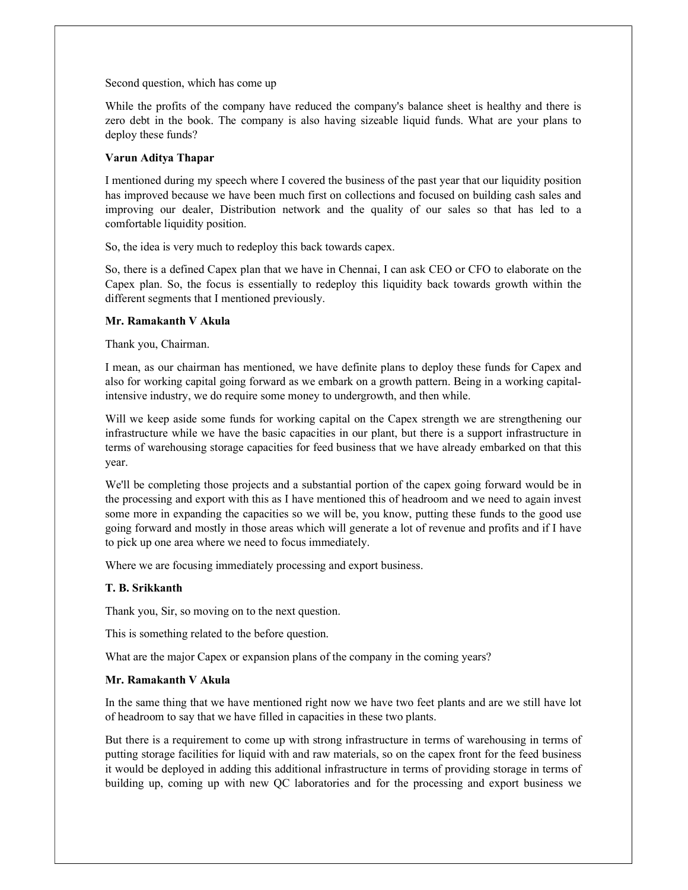Second question, which has come up

While the profits of the company have reduced the company's balance sheet is healthy and there is zero debt in the book. The company is also having sizeable liquid funds. What are your plans to deploy these funds?

**Varun Aditya Thapar**

I mentioned during my speech where I covered the business of the past year that our liquidity position has improved because we have been much first on collections and focused on building cash sales and improving our dealer, Distribution network and the quality of our sales so that has led to a comfortable liquidity position.

So, the idea is very much to redeploy this back towards capex.

So, there is a defined Capex plan that we have in Chennai, I can ask CEO or CFO to elaborate on the Capex plan. So, the focus is essentially to redeploy this liquidity back towards growth within the different segments that I mentioned previously.

**Mr. Ramakanth V Akula**

Thank you, Chairman.

I mean, as our chairman has mentioned, we have definite plans to deploy these funds for Capex and also for working capital going forward as we embark on a growth pattern. Being in a working capital-intensive industry, we do require some money to undergrowth, and then while.

Will we keep aside some funds for working capital on the Capex strength we are strengthening our infrastructure while we have the basic capacities in our plant, but there is a support infrastructure in terms of warehousing storage capacities for feed business that we have already embarked on that this year.

We'll be completing those projects and a substantial portion of the capex going forward would be in the processing and export with this as I have mentioned this of headroom and we need to again invest some more in expanding the capacities so we will be, you know, putting these funds to the good use going forward and mostly in those areas which will generate a lot of revenue and profits and if I have to pick up one area where we need to focus immediately.

Where we are focusing immediately processing and export business.

**T. B. Srikkanth**

Thank you, Sir, so moving on to the next question.

This is something related to the before question.

What are the major Capex or expansion plans of the company in the coming years?

**Mr. Ramakanth V Akula**

In the same thing that we have mentioned right now we have two feet plants and are we still have lot of headroom to say that we have filled in capacities in these two plants.

But there is a requirement to come up with strong infrastructure in terms of warehousing in terms of putting storage facilities for liquid with and raw materials, so on the capex front for the feed business it would be deployed in adding this additional infrastructure in terms of providing storage in terms of building up, coming up with new QC laboratories and for the processing and export business we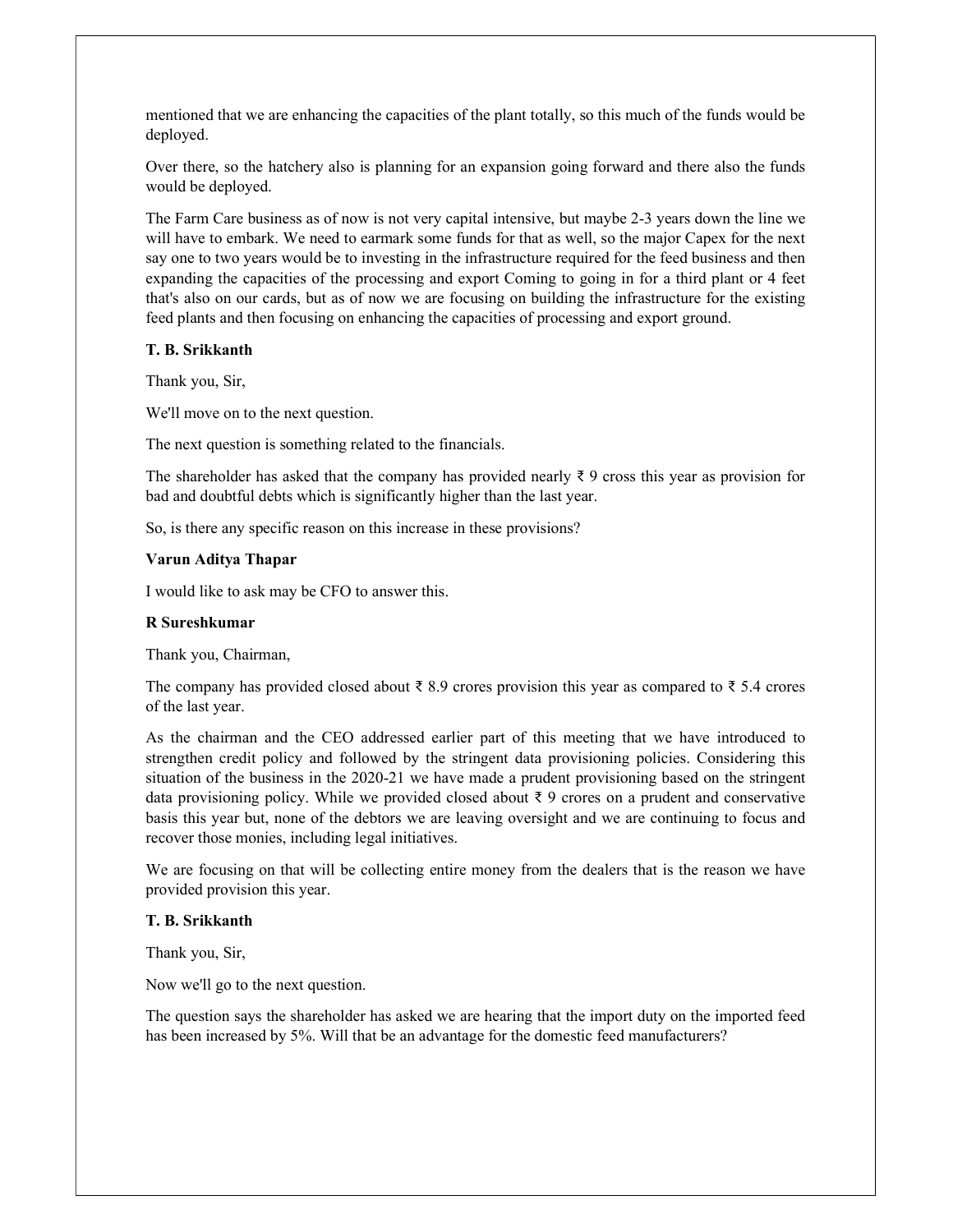mentioned that we are enhancing the capacities of the plant totally, so this much of the funds would be deployed.

Over there, so the hatchery also is planning for an expansion going forward and there also the funds would be deployed.

The Farm Care business as of now is not very capital intensive, but maybe 2-3 years down the line we will have to embark. We need to earmark some funds for that as well, so the major Capex for the next say one to two years would be to investing in the infrastructure required for the feed business and then expanding the capacities of the processing and export Coming to going in for a third plant or 4 feet that's also on our cards, but as of now we are focusing on building the infrastructure for the existing feed plants and then focusing on enhancing the capacities of processing and export ground.

**T. B. Srikkanth**

Thank you, Sir,

We'll move on to the next question.

The next question is something related to the financials.

The shareholder has asked that the company has provided nearly ₹ 9 cross this year as provision for bad and doubtful debts which is significantly higher than the last year.

So, is there any specific reason on this increase in these provisions?

**Varun Aditya Thapar**

I would like to ask may be CFO to answer this.

**R Sureshkumar**

Thank you, Chairman,

The company has provided closed about ₹ 8.9 crores provision this year as compared to ₹ 5.4 crores of the last year.

As the chairman and the CEO addressed earlier part of this meeting that we have introduced to strengthen credit policy and followed by the stringent data provisioning policies. Considering this situation of the business in the 2020-21 we have made a prudent provisioning based on the stringent data provisioning policy. While we provided closed about ₹ 9 crores on a prudent and conservative basis this year but, none of the debtors we are leaving oversight and we are continuing to focus and recover those monies, including legal initiatives.

We are focusing on that will be collecting entire money from the dealers that is the reason we have provided provision this year.

**T. B. Srikkanth**

Thank you, Sir,

Now we'll go to the next question.

The question says the shareholder has asked we are hearing that the import duty on the imported feed has been increased by 5%. Will that be an advantage for the domestic feed manufacturers?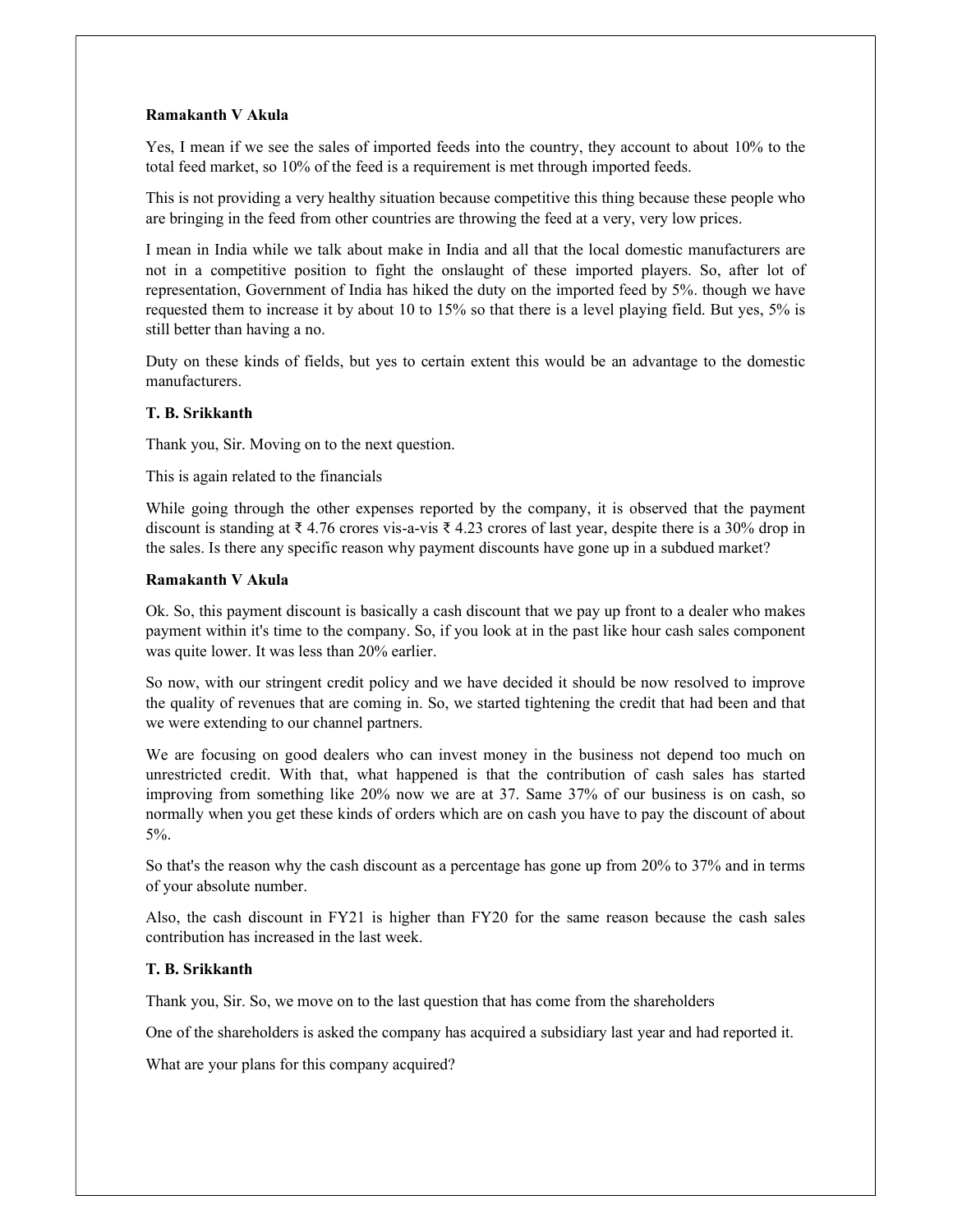**Ramakanth V Akula**

Yes, I mean if we see the sales of imported feeds into the country, they account to about 10% to the total feed market, so 10% of the feed is a requirement is met through imported feeds.

This is not providing a very healthy situation because competitive this thing because these people who are bringing in the feed from other countries are throwing the feed at a very, very low prices.

I mean in India while we talk about make in India and all that the local domestic manufacturers are not in a competitive position to fight the onslaught of these imported players. So, after lot of representation, Government of India has hiked the duty on the imported feed by 5%. though we have requested them to increase it by about 10 to 15% so that there is a level playing field. But yes, 5% is still better than having a no.

Duty on these kinds of fields, but yes to certain extent this would be an advantage to the domestic manufacturers.

**T. B. Srikkanth**

Thank you, Sir. Moving on to the next question.

This is again related to the financials

While going through the other expenses reported by the company, it is observed that the payment discount is standing at ₹ 4.76 crores vis-a-vis ₹ 4.23 crores of last year, despite there is a 30% drop in the sales. Is there any specific reason why payment discounts have gone up in a subdued market?

**Ramakanth V Akula**

Ok. So, this payment discount is basically a cash discount that we pay up front to a dealer who makes payment within it's time to the company. So, if you look at in the past like hour cash sales component was quite lower. It was less than 20% earlier.

So now, with our stringent credit policy and we have decided it should be now resolved to improve the quality of revenues that are coming in. So, we started tightening the credit that had been and that we were extending to our channel partners.

We are focusing on good dealers who can invest money in the business not depend too much on unrestricted credit. With that, what happened is that the contribution of cash sales has started improving from something like 20% now we are at 37. Same 37% of our business is on cash, so normally when you get these kinds of orders which are on cash you have to pay the discount of about 5%.

So that's the reason why the cash discount as a percentage has gone up from 20% to 37% and in terms of your absolute number.

Also, the cash discount in FY21 is higher than FY20 for the same reason because the cash sales contribution has increased in the last week.

**T. B. Srikkanth**

Thank you, Sir. So, we move on to the last question that has come from the shareholders

One of the shareholders is asked the company has acquired a subsidiary last year and had reported it.

What are your plans for this company acquired?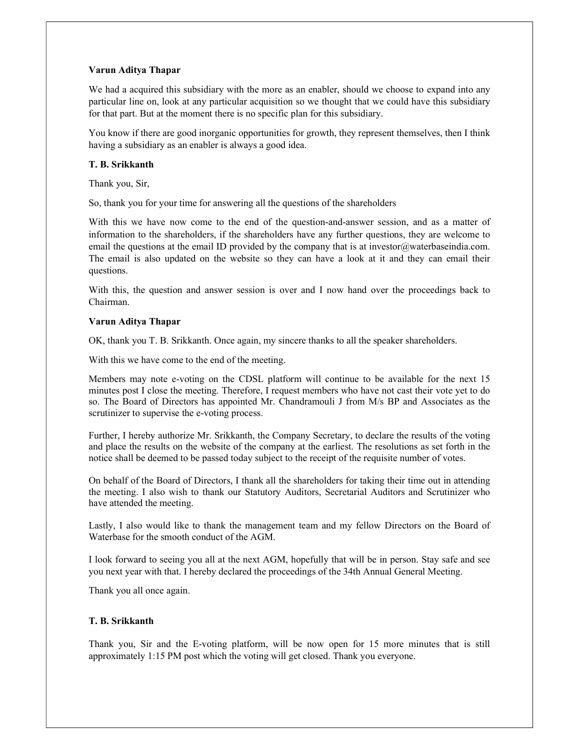**Varun Aditya Thapar**

We had a acquired this subsidiary with the more as an enabler, should we choose to expand into any particular line on, look at any particular acquisition so we thought that we could have this subsidiary for that part. But at the moment there is no specific plan for this subsidiary.

You know if there are good inorganic opportunities for growth, they represent themselves, then I think having a subsidiary as an enabler is always a good idea.

**T. B. Srikkanth**

Thank you, Sir,

So, thank you for your time for answering all the questions of the shareholders

With this we have now come to the end of the question-and-answer session, and as a matter of information to the shareholders, if the shareholders have any further questions, they are welcome to email the questions at the email ID provided by the company that is at investor@waterbaseindia.com. The email is also updated on the website so they can have a look at it and they can email their questions.

With this, the question and answer session is over and I now hand over the proceedings back to Chairman.

**Varun Aditya Thapar**

OK, thank you T. B. Srikkanth. Once again, my sincere thanks to all the speaker shareholders.

With this we have come to the end of the meeting.

Members may note e-voting on the CDSL platform will continue to be available for the next 15 minutes post I close the meeting. Therefore, I request members who have not cast their vote yet to do so. The Board of Directors has appointed Mr. Chandramouli J from M/s BP and Associates as the scrutinizer to supervise the e-voting process.

Further, I hereby authorize Mr. Srikkanth, the Company Secretary, to declare the results of the voting and place the results on the website of the company at the earliest. The resolutions as set forth in the notice shall be deemed to be passed today subject to the receipt of the requisite number of votes.

On behalf of the Board of Directors, I thank all the shareholders for taking their time out in attending the meeting. I also wish to thank our Statutory Auditors, Secretarial Auditors and Scrutinizer who have attended the meeting.

Lastly, I also would like to thank the management team and my fellow Directors on the Board of Waterbase for the smooth conduct of the AGM.

I look forward to seeing you all at the next AGM, hopefully that will be in person. Stay safe and see you next year with that. I hereby declared the proceedings of the 34th Annual General Meeting.

Thank you all once again.

**T. B. Srikkanth**

Thank you, Sir and the E-voting platform, will be now open for 15 more minutes that is still approximately 1:15 PM post which the voting will get closed. Thank you everyone.